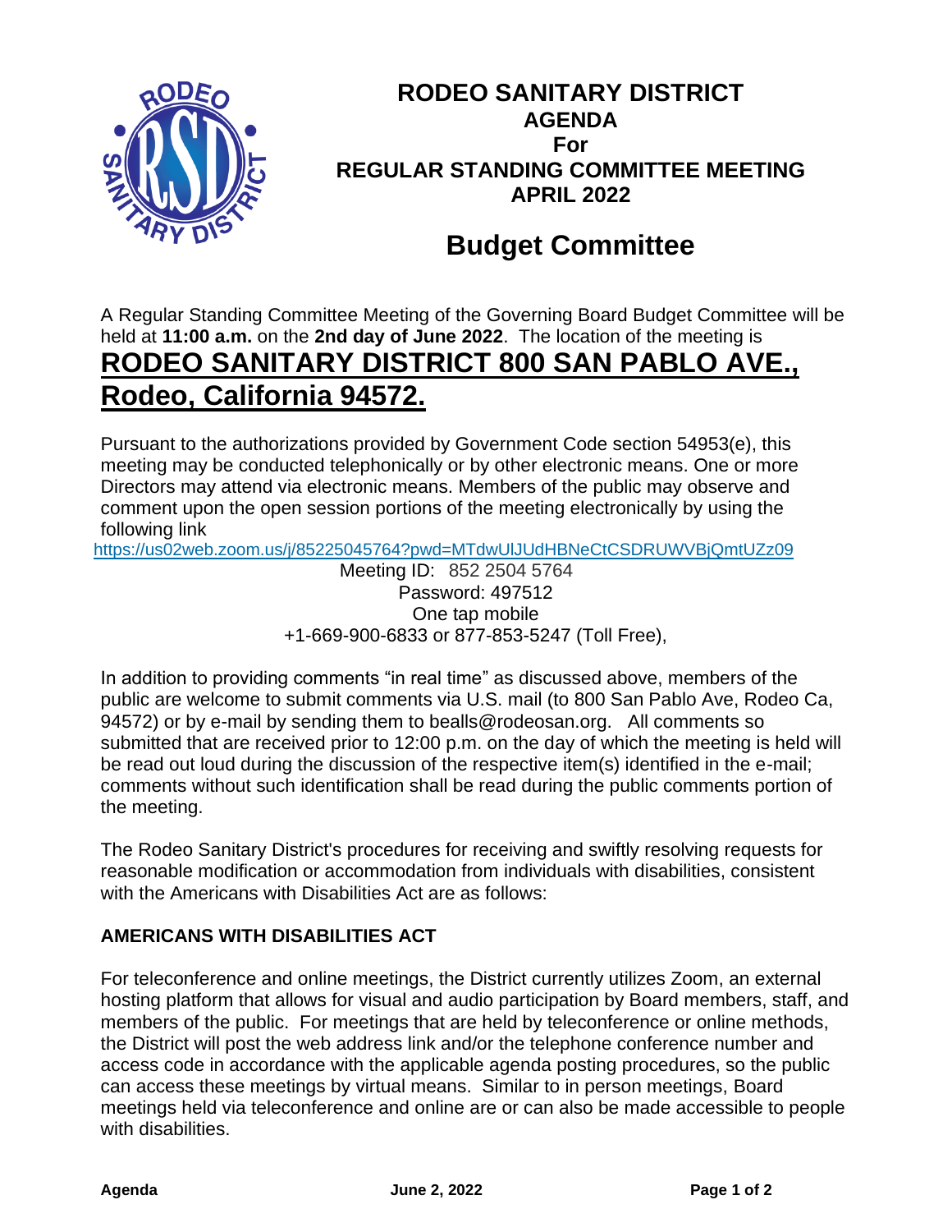# RODEO SANITARY DISTRICT
## AGENDA
## For
## REGULAR STANDING COMMITTEE MEETING
## APRIL 2022

# Budget Committee

A Regular Standing Committee Meeting of the Governing Board Budget Committee will be held at **11:00 a.m.** on the **2nd day of June 2022**. The location of the meeting is

**RODEO SANITARY DISTRICT 800 SAN PABLO AVE., Rodeo, California 94572.**

Pursuant to the authorizations provided by Government Code section 54953(e), this meeting may be conducted telephonically or by other electronic means. One or more Directors may attend via electronic means. Members of the public may observe and comment upon the open session portions of the meeting electronically by using the following link

https://us02web.zoom.us/j/85225045764?pwd=MTdwUlJUdHBNeCtCSDRUWVBjQmtUZz09

Meeting ID: 852 2504 5764
Password: 497512
One tap mobile
+1-669-900-6833 or 877-853-5247 (Toll Free),

In addition to providing comments "in real time" as discussed above, members of the public are welcome to submit comments via U.S. mail (to 800 San Pablo Ave, Rodeo Ca, 94572) or by e-mail by sending them to bealls@rodeosan.org. All comments so submitted that are received prior to 12:00 p.m. on the day of which the meeting is held will be read out loud during the discussion of the respective item(s) identified in the e-mail; comments without such identification shall be read during the public comments portion of the meeting.

The Rodeo Sanitary District's procedures for receiving and swiftly resolving requests for reasonable modification or accommodation from individuals with disabilities, consistent with the Americans with Disabilities Act are as follows:

### AMERICANS WITH DISABILITIES ACT

For teleconference and online meetings, the District currently utilizes Zoom, an external hosting platform that allows for visual and audio participation by Board members, staff, and members of the public. For meetings that are held by teleconference or online methods, the District will post the web address link and/or the telephone conference number and access code in accordance with the applicable agenda posting procedures, so the public can access these meetings by virtual means. Similar to in person meetings, Board meetings held via teleconference and online are or can also be made accessible to people with disabilities.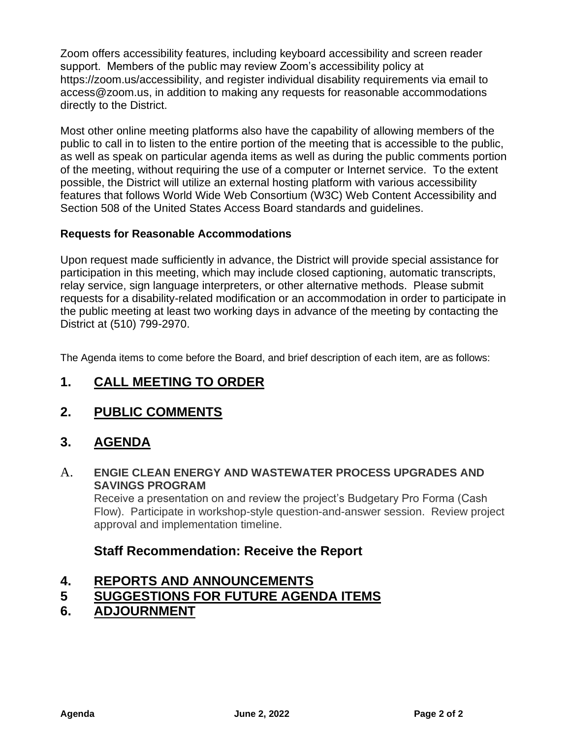Zoom offers accessibility features, including keyboard accessibility and screen reader support. Members of the public may review Zoom's accessibility policy at https://zoom.us/accessibility, and register individual disability requirements via email to access@zoom.us, in addition to making any requests for reasonable accommodations directly to the District.

Most other online meeting platforms also have the capability of allowing members of the public to call in to listen to the entire portion of the meeting that is accessible to the public, as well as speak on particular agenda items as well as during the public comments portion of the meeting, without requiring the use of a computer or Internet service. To the extent possible, the District will utilize an external hosting platform with various accessibility features that follows World Wide Web Consortium (W3C) Web Content Accessibility and Section 508 of the United States Access Board standards and guidelines.

**Requests for Reasonable Accommodations**

Upon request made sufficiently in advance, the District will provide special assistance for participation in this meeting, which may include closed captioning, automatic transcripts, relay service, sign language interpreters, or other alternative methods. Please submit requests for a disability-related modification or an accommodation in order to participate in the public meeting at least two working days in advance of the meeting by contacting the District at (510) 799-2970.

The Agenda items to come before the Board, and brief description of each item, are as follows:

## 1. CALL MEETING TO ORDER

## 2. PUBLIC COMMENTS

## 3. AGENDA

A. **ENGIE CLEAN ENERGY AND WASTEWATER PROCESS UPGRADES AND SAVINGS PROGRAM**
Receive a presentation on and review the project's Budgetary Pro Forma (Cash Flow). Participate in workshop-style question-and-answer session. Review project approval and implementation timeline.

### Staff Recommendation: Receive the Report

## 4. REPORTS AND ANNOUNCEMENTS

## 5 SUGGESTIONS FOR FUTURE AGENDA ITEMS

## 6. ADJOURNMENT